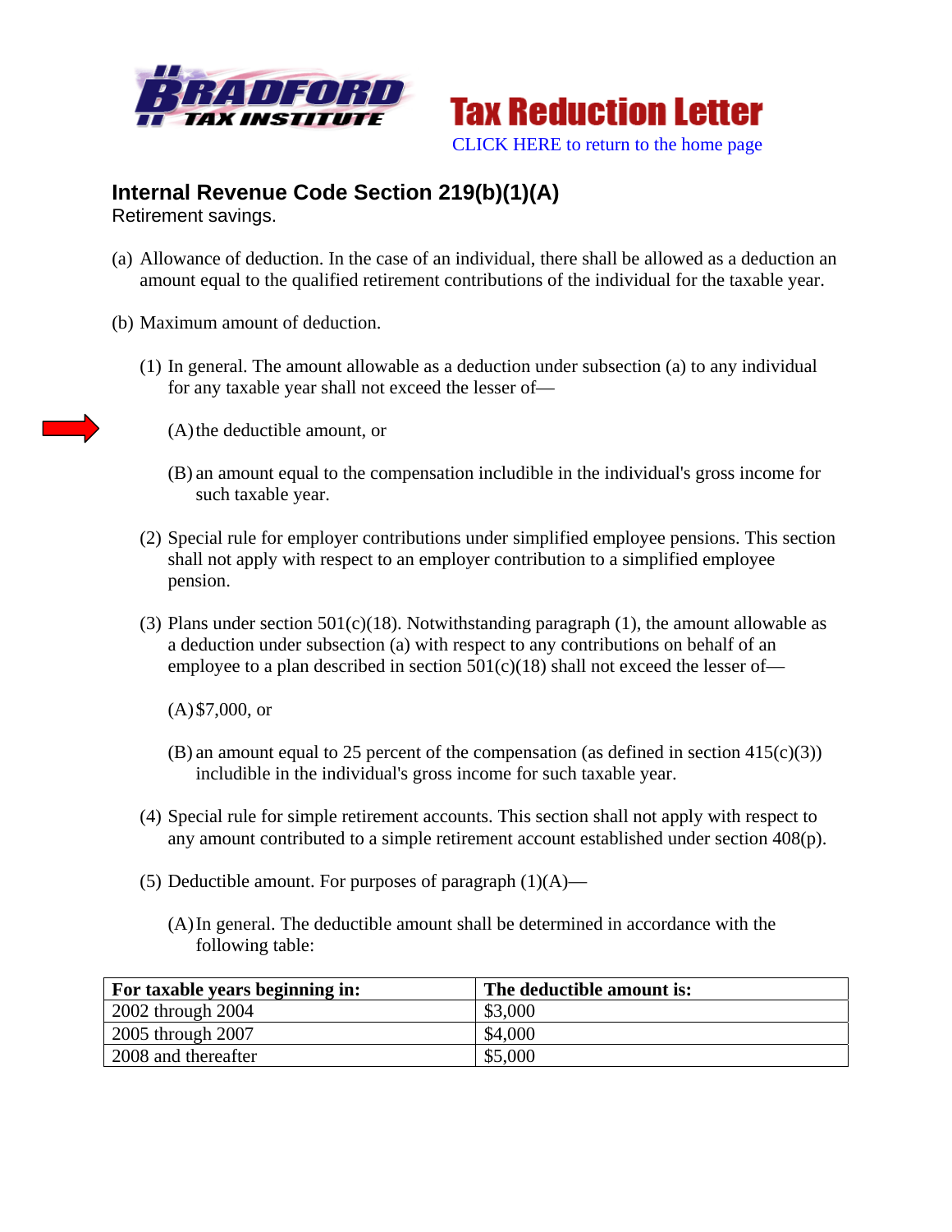**BRADFORD TAX INSTITUTE**

# Tax Reduction Letter

CLICK HERE to return to the home page

## Internal Revenue Code Section 219(b)(1)(A)

Retirement savings.

(a) Allowance of deduction. In the case of an individual, there shall be allowed as a deduction an amount equal to the qualified retirement contributions of the individual for the taxable year.

(b) Maximum amount of deduction.

(1) In general. The amount allowable as a deduction under subsection (a) to any individual for any taxable year shall not exceed the lesser of—

(A) the deductible amount, or

(B) an amount equal to the compensation includible in the individual's gross income for such taxable year.

(2) Special rule for employer contributions under simplified employee pensions. This section shall not apply with respect to an employer contribution to a simplified employee pension.

(3) Plans under section 501(c)(18). Notwithstanding paragraph (1), the amount allowable as a deduction under subsection (a) with respect to any contributions on behalf of an employee to a plan described in section 501(c)(18) shall not exceed the lesser of—

(A) $7,000, or

(B) an amount equal to 25 percent of the compensation (as defined in section 415(c)(3)) includible in the individual's gross income for such taxable year.

(4) Special rule for simple retirement accounts. This section shall not apply with respect to any amount contributed to a simple retirement account established under section 408(p).

(5) Deductible amount. For purposes of paragraph (1)(A)—

(A) In general. The deductible amount shall be determined in accordance with the following table:

| For taxable years beginning in: | The deductible amount is: |
|---|---|
| 2002 through 2004 | $3,000 |
| 2005 through 2007 | $4,000 |
| 2008 and thereafter | $5,000 |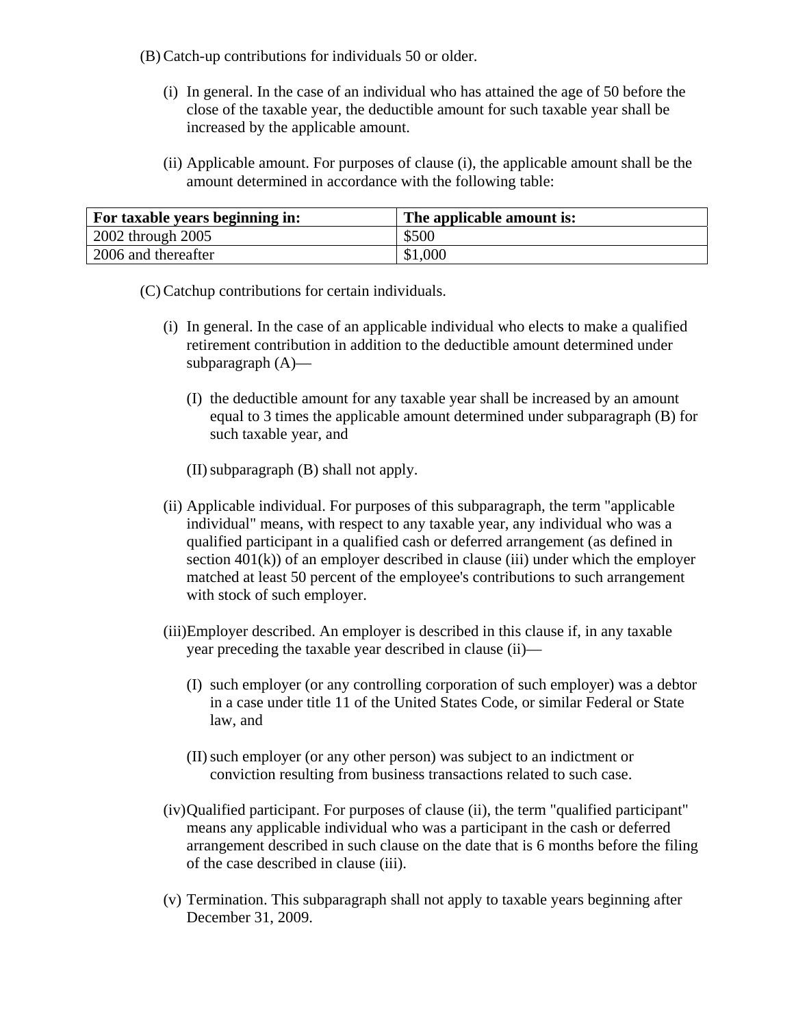(B) Catch-up contributions for individuals 50 or older.

(i) In general. In the case of an individual who has attained the age of 50 before the close of the taxable year, the deductible amount for such taxable year shall be increased by the applicable amount.

(ii) Applicable amount. For purposes of clause (i), the applicable amount shall be the amount determined in accordance with the following table:

| **For taxable years beginning in:** | **The applicable amount is:** |
| --- | --- |
| 2002 through 2005 | $500 |
| 2006 and thereafter | $1,000 |

(C) Catchup contributions for certain individuals.

(i) In general. In the case of an applicable individual who elects to make a qualified retirement contribution in addition to the deductible amount determined under subparagraph (A)—

(I) the deductible amount for any taxable year shall be increased by an amount equal to 3 times the applicable amount determined under subparagraph (B) for such taxable year, and

(II) subparagraph (B) shall not apply.

(ii) Applicable individual. For purposes of this subparagraph, the term "applicable individual" means, with respect to any taxable year, any individual who was a qualified participant in a qualified cash or deferred arrangement (as defined in section 401(k)) of an employer described in clause (iii) under which the employer matched at least 50 percent of the employee's contributions to such arrangement with stock of such employer.

(iii) Employer described. An employer is described in this clause if, in any taxable year preceding the taxable year described in clause (ii)—

(I) such employer (or any controlling corporation of such employer) was a debtor in a case under title 11 of the United States Code, or similar Federal or State law, and

(II) such employer (or any other person) was subject to an indictment or conviction resulting from business transactions related to such case.

(iv) Qualified participant. For purposes of clause (ii), the term "qualified participant" means any applicable individual who was a participant in the cash or deferred arrangement described in such clause on the date that is 6 months before the filing of the case described in clause (iii).

(v) Termination. This subparagraph shall not apply to taxable years beginning after December 31, 2009.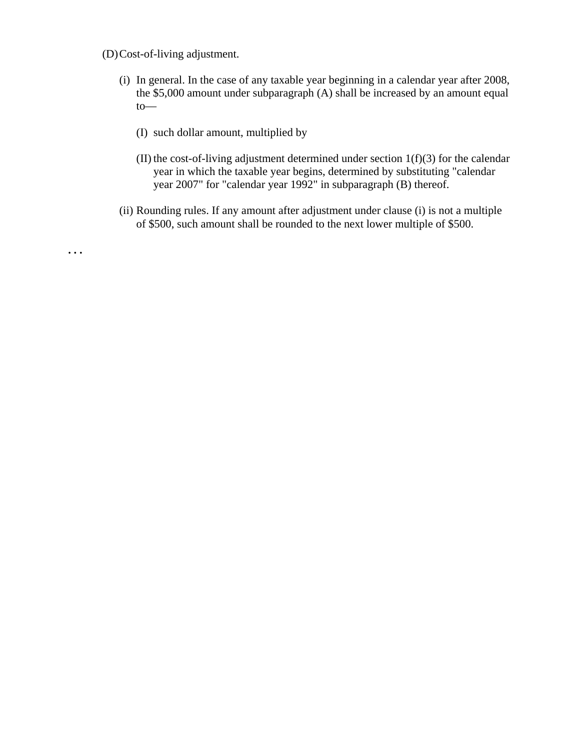(D) Cost-of-living adjustment.

- (i) In general. In the case of any taxable year beginning in a calendar year after 2008, the $5,000 amount under subparagraph (A) shall be increased by an amount equal to—
  - (I) such dollar amount, multiplied by
  - (II) the cost-of-living adjustment determined under section 1(f)(3) for the calendar year in which the taxable year begins, determined by substituting "calendar year 2007" for "calendar year 1992" in subparagraph (B) thereof.
- (ii) Rounding rules. If any amount after adjustment under clause (i) is not a multiple of $500, such amount shall be rounded to the next lower multiple of $500.

. . .